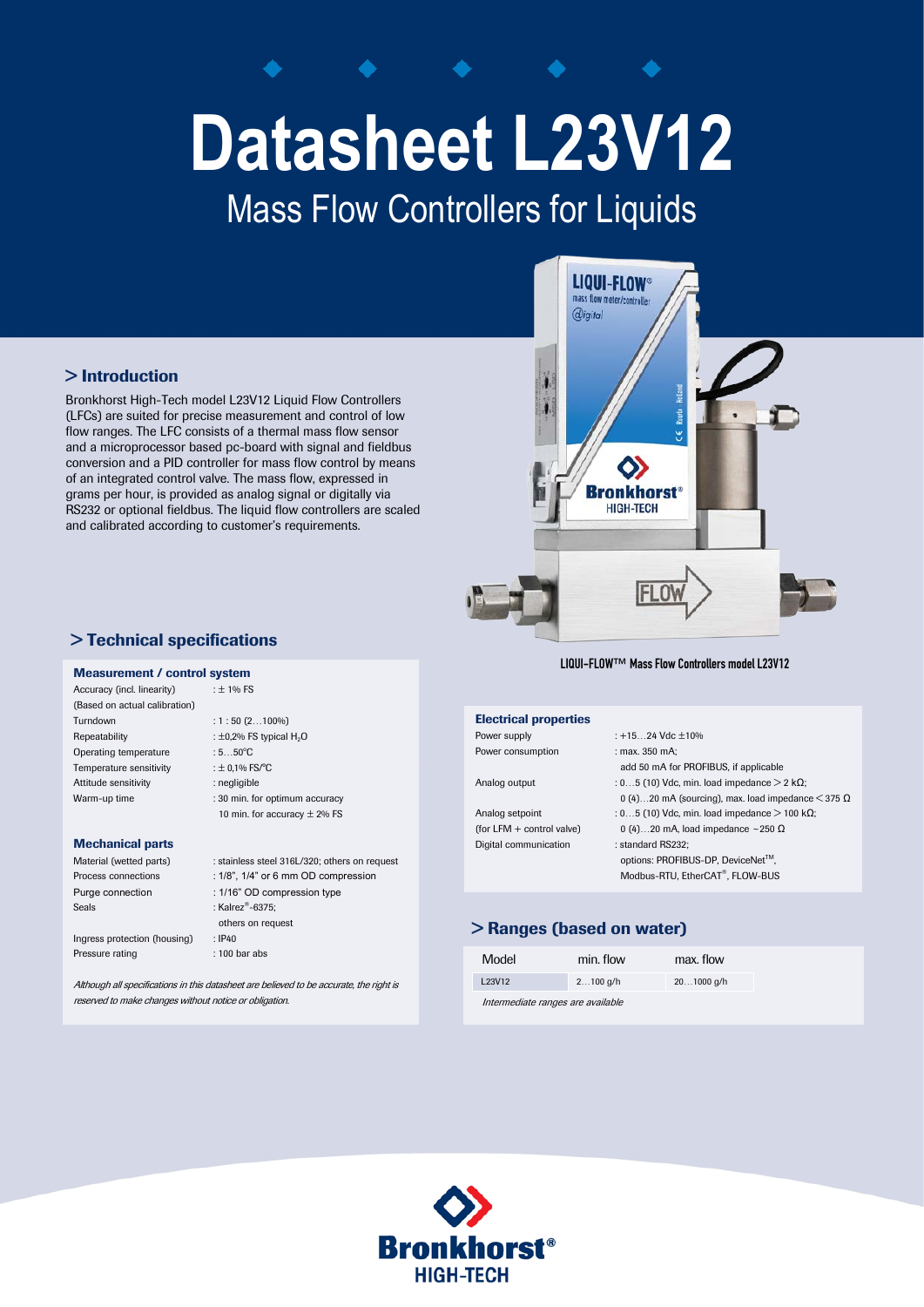# Datasheet L23V12

## Mass Flow Controllers for Liquids

## > Introduction

Bronkhorst High-Tech model L23V12 Liquid Flow Controllers (LFCs) are suited for precise measurement and control of low flow ranges. The LFC consists of a thermal mass flow sensor and a microprocessor based pc-board with signal and fieldbus conversion and a PID controller for mass flow control by means of an integrated control valve. The mass flow, expressed in grams per hour, is provided as analog signal or digitally via RS232 or optional fieldbus. The liquid flow controllers are scaled and calibrated according to customer's requirements.

LIQUI-FLOW™ Mass Flow Controllers model L23V12

## > Technical specifications

### Measurement / control system

| | |
|---|---|
| Accuracy (incl. linearity) (Based on actual calibration) | : ± 1% FS |
| Turndown | : 1 : 50 (2…100%) |
| Repeatability | : ±0,2% FS typical $H_2O$ |
| Operating temperature | : 5…50°C |
| Temperature sensitivity | : ± 0,1% FS/°C |
| Attitude sensitivity | : negligible |
| Warm-up time | : 30 min. for optimum accuracy<br>10 min. for accuracy ± 2% FS |

### Mechanical parts

| | |
|---|---|
| Material (wetted parts) | : stainless steel 316L/320; others on request |
| Process connections | : 1/8", 1/4" or 6 mm OD compression |
| Purge connection | : 1/16" OD compression type |
| Seals | : Kalrez®-6375;<br>others on request |
| Ingress protection (housing) | : IP40 |
| Pressure rating | : 100 bar abs |

*Although all specifications in this datasheet are believed to be accurate, the right is reserved to make changes without notice or obligation.*

### Electrical properties

| | |
|---|---|
| Power supply | : +15…24 Vdc ±10% |
| Power consumption | : max. 350 mA;<br>add 50 mA for PROFIBUS, if applicable |
| Analog output | : 0…5 (10) Vdc, min. load impedance > 2 kΩ;<br>0 (4)…20 mA (sourcing), max. load impedance < 375 Ω |
| Analog setpoint (for LFM + control valve) | : 0…5 (10) Vdc, min. load impedance > 100 kΩ;<br>0 (4)…20 mA, load impedance ~250 Ω |
| Digital communication | : standard RS232;<br>options: PROFIBUS-DP, DeviceNet™, Modbus-RTU, EtherCAT®, FLOW-BUS |

## > Ranges (based on water)

| Model | min. flow | max. flow |
|---|---|---|
| L23V12 | 2…100 g/h | 20…1000 g/h |

*Intermediate ranges are available*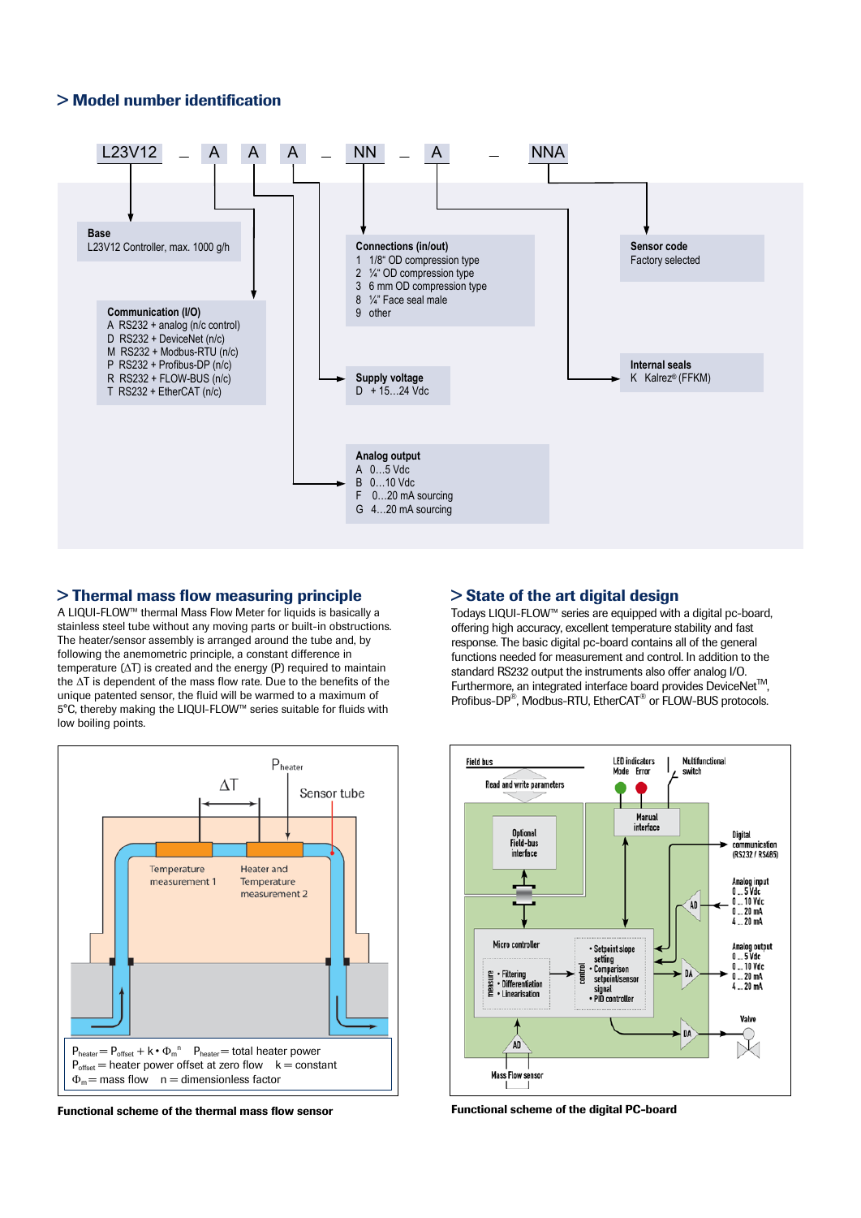## > Model number identification

L23V12 – A A A – NN – A – NNA

**Base**
L23V12 Controller, max. 1000 g/h

**Communication (I/O)**
- A RS232 + analog (n/c control)
- D RS232 + DeviceNet (n/c)
- M RS232 + Modbus-RTU (n/c)
- P RS232 + Profibus-DP (n/c)
- R RS232 + FLOW-BUS (n/c)
- T RS232 + EtherCAT (n/c)

**Supply voltage**
- D + 15…24 Vdc

**Analog output**
- A 0…5 Vdc
- B 0…10 Vdc
- F 0…20 mA sourcing
- G 4…20 mA sourcing

**Connections (in/out)**
- 1 1/8" OD compression type
- 2 ¼" OD compression type
- 3 6 mm OD compression type
- 8 ¼" Face seal male
- 9 other

**Internal seals**
- K Kalrez® (FFKM)

**Sensor code**
Factory selected

## > Thermal mass flow measuring principle

A LIQUI-FLOW™ thermal Mass Flow Meter for liquids is basically a stainless steel tube without any moving parts or built-in obstructions. The heater/sensor assembly is arranged around the tube and, by following the anemometric principle, a constant difference in temperature (ΔT) is created and the energy (P) required to maintain the ΔT is dependent of the mass flow rate. Due to the benefits of the unique patented sensor, the fluid will be warmed to a maximum of 5°C, thereby making the LIQUI-FLOW™ series suitable for fluids with low boiling points.

$P_{heater} = P_{offset} + k \cdot \Phi_m^{\ n}$ $P_{heater}$ = total heater power
$P_{offset}$ = heater power offset at zero flow k = constant
$\Phi_m$ = mass flow n = dimensionless factor

**Functional scheme of the thermal mass flow sensor**

## > State of the art digital design

Todays LIQUI-FLOW™ series are equipped with a digital pc-board, offering high accuracy, excellent temperature stability and fast response. The basic digital pc-board contains all of the general functions needed for measurement and control. In addition to the standard RS232 output the instruments also offer analog I/O. Furthermore, an integrated interface board provides DeviceNet™, Profibus-DP®, Modbus-RTU, EtherCAT® or FLOW-BUS protocols.

**Functional scheme of the digital PC-board**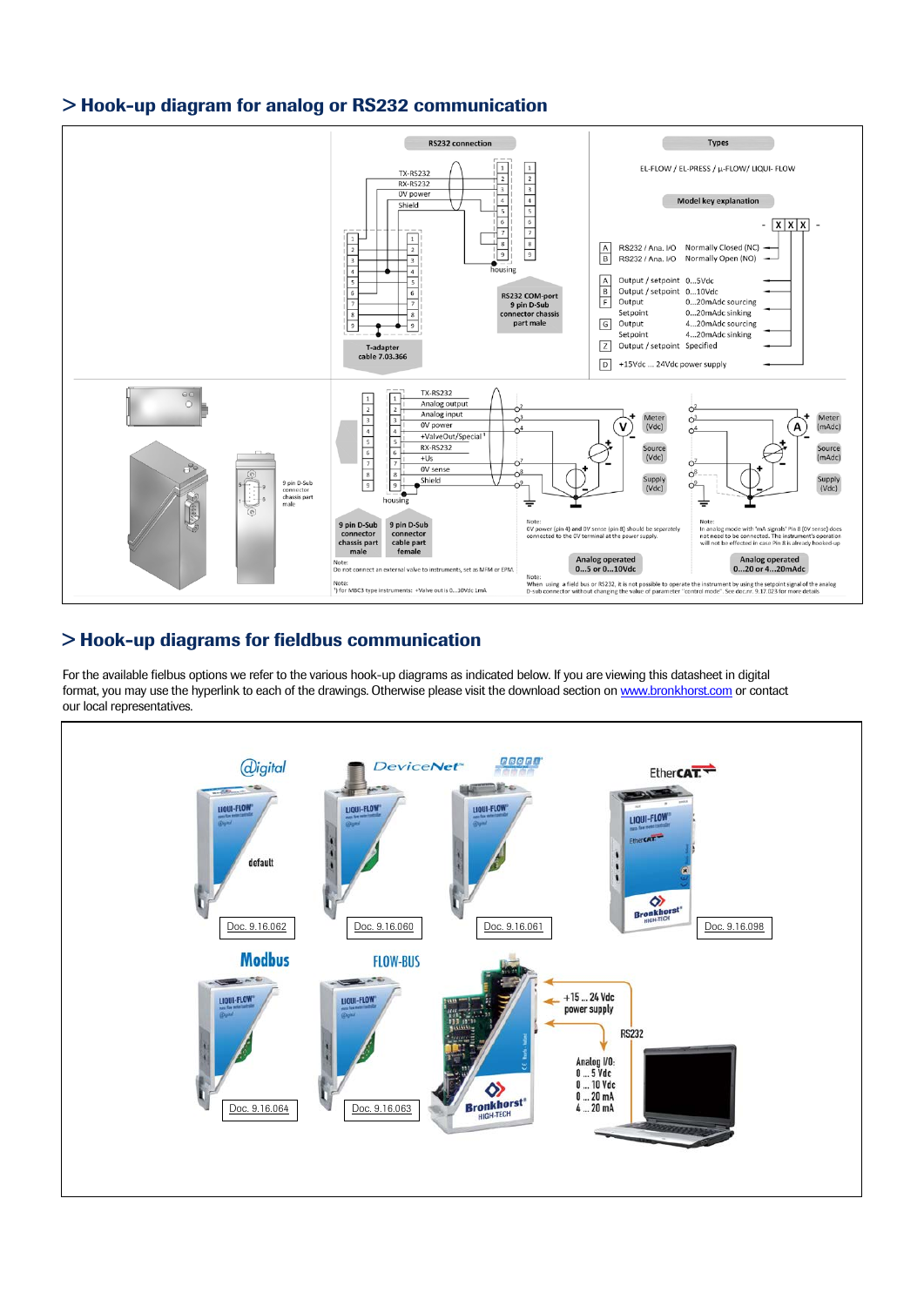## > Hook-up diagram for analog or RS232 communication

**RS232 connection**

TX-RS232
RX-RS232
0V power
Shield

housing

RS232 COM-port 9 pin D-Sub connector chassis part male

T-adapter cable 7.03.366

**Types**

EL-FLOW / EL-PRESS / µ-FLOW/ LIQUI- FLOW

**Model key explanation**

- X X X -

A RS232 / Ana. I/O Normally Closed (NC)
B RS232 / Ana. I/O Normally Open (NO)

A Output / setpoint 0...5Vdc
B Output / setpoint 0...10Vdc
F Output 0...20mAdc sourcing
Setpoint 0...20mAdc sinking
G Output 4...20mAdc sourcing
Setpoint 4...20mAdc sinking
Z Output / setpoint Specified

D +15Vdc ... 24Vdc power supply

1 TX-RS232
2 Analog output
3 Analog input
4 0V power
5 +ValveOut/Special ¹
6 RX-RS232
7 +Us
8 0V sense
9 Shield

housing

9 pin D-Sub connector chassis part male

9 pin D-Sub connector chassis part male

9 pin D-Sub connector cable part female

Note:
Do not connect an external valve to instruments, set as MFM or EPM.

Note:
¹) for MBC3 type instruments: +Valve out is 0...10Vdc 1mA

Meter (Vdc)
Source (Vdc)
Supply (Vdc)

Note:
0V power (pin 4) and 0V sense (pin 8) should be separately connected to the 0V terminal at the power supply.

Analog operated 0...5 or 0...10Vdc

Meter (mAdc)
Source (mAdc)
Supply (Vdc)

Note:
In analog mode with 'mA signals' Pin 8 (0V sense) does not need to be connected. The instrument's operation will not be effected in case Pin 8 is already hooked-up

Analog operated 0...20 or 4...20mAdc

Note:
When using a field bus or RS232, it is not possible to operate the instrument by using the setpoint signal of the analog D-sub connector without changing the value of parameter "control mode". See doc.nr. 9.17.023 for more details

## > Hook-up diagrams for fieldbus communication

For the available fielbus options we refer to the various hook-up diagrams as indicated below. If you are viewing this datasheet in digital format, you may use the hyperlink to each of the drawings. Otherwise please visit the download section on www.bronkhorst.com or contact our local representatives.

@digital – default – Doc. 9.16.062

DeviceNet – Doc. 9.16.060

PROFIBUS – Doc. 9.16.061

EtherCAT – Doc. 9.16.098

Modbus – Doc. 9.16.064

FLOW-BUS – Doc. 9.16.063

+15 ... 24 Vdc power supply

RS232

Analog I/O:
0 ... 5 Vdc
0 ... 10 Vdc
0 ... 20 mA
4 ... 20 mA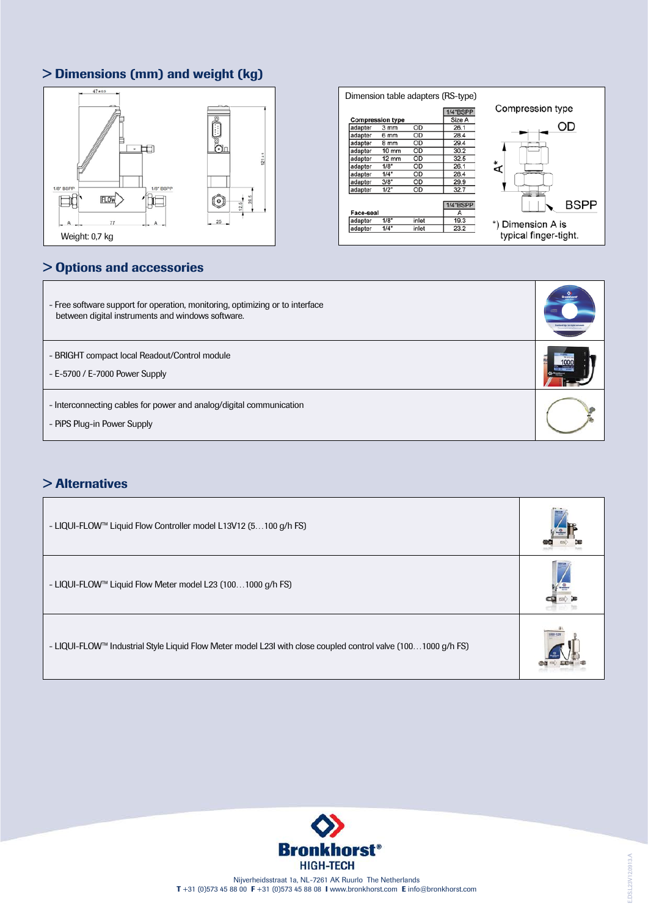## > Dimensions (mm) and weight (kg)

47 ±0.5

1/8" BSPP

1/8" BSPP

FLOW

A

77

A

121

28.5

12.5

25

Weight: 0,7 kg

Dimension table adapters (RS-type)

| Compression type | | | 1/4"BSPP Size A |
|---|---|---|---|
| adapter | 3 mm | OD | 26.1 |
| adapter | 6 mm | OD | 28.4 |
| adapter | 8 mm | OD | 29.4 |
| adapter | 10 mm | OD | 30.2 |
| adapter | 12 mm | OD | 32.5 |
| adapter | 1/8" | OD | 26.1 |
| adapter | 1/4" | OD | 28.4 |
| adapter | 3/8" | OD | 29.9 |
| adapter | 1/2" | OD | 32.7 |

| Face-seal | | | 1/4"BSPP A |
|---|---|---|---|
| adapter | 1/8" | inlet | 19.3 |
| adapter | 1/4" | inlet | 23.2 |

Compression type

OD

A*

BSPP

*) Dimension A is typical finger-tight.

## > Options and accessories

| | |
|---|---|
| - Free software support for operation, monitoring, optimizing or to interface between digital instruments and windows software. | |
| - BRIGHT compact local Readout/Control module<br>- E-5700 / E-7000 Power Supply | |
| - Interconnecting cables for power and analog/digital communication<br>- PiPS Plug-in Power Supply | |

## > Alternatives

| | |
|---|---|
| - LIQUI-FLOW™ Liquid Flow Controller model L13V12 (5…100 g/h FS) | |
| - LIQUI-FLOW™ Liquid Flow Meter model L23 (100…1000 g/h FS) | |
| - LIQUI-FLOW™ Industrial Style Liquid Flow Meter model L23I with close coupled control valve (100…1000 g/h FS) | |

Bronkhorst®
HIGH-TECH

Nijverheidsstraat 1a, NL-7261 AK Ruurlo The Netherlands
**T** +31 (0)573 45 88 00 **F** +31 (0)573 45 88 08 **I** www.bronkhorst.com **E** info@bronkhorst.com

E.DS.L23V12.0913.A